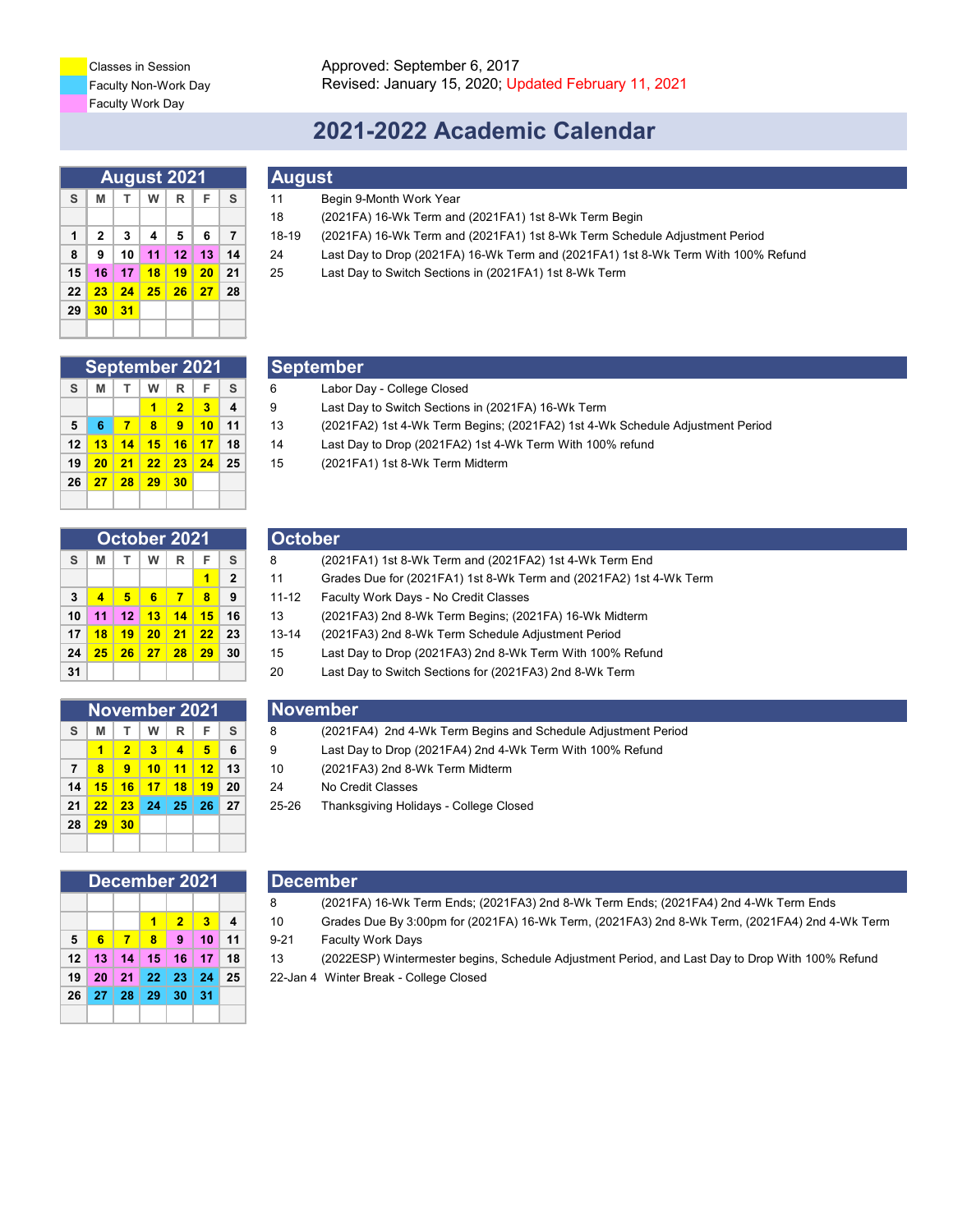Classes in Session
Faculty Non-Work Day
Faculty Work Day

Approved: September 6, 2017
Revised: January 15, 2020; Updated February 11, 2021

# 2021-2022 Academic Calendar

### August 2021

| S | M | T | W | R | F | S |
|---|---|---|---|---|---|---|
| | | | | | | |
| 1 | 2 | 3 | 4 | 5 | 6 | 7 |
| 8 | 9 | 10 | 11 | 12 | 13 | 14 |
| 15 | 16 | 17 | 18 | 19 | 20 | 21 |
| 22 | 23 | 24 | 25 | 26 | 27 | 28 |
| 29 | 30 | 31 | | | | |

## August

| | |
|---|---|
| 11 | Begin 9-Month Work Year |
| 18 | (2021FA) 16-Wk Term and (2021FA1) 1st 8-Wk Term Begin |
| 18-19 | (2021FA) 16-Wk Term and (2021FA1) 1st 8-Wk Term Schedule Adjustment Period |
| 24 | Last Day to Drop (2021FA) 16-Wk Term and (2021FA1) 1st 8-Wk Term With 100% Refund |
| 25 | Last Day to Switch Sections in (2021FA1) 1st 8-Wk Term |

### September 2021

| S | M | T | W | R | F | S |
|---|---|---|---|---|---|---|
| | | | 1 | 2 | 3 | 4 |
| 5 | 6 | 7 | 8 | 9 | 10 | 11 |
| 12 | 13 | 14 | 15 | 16 | 17 | 18 |
| 19 | 20 | 21 | 22 | 23 | 24 | 25 |
| 26 | 27 | 28 | 29 | 30 | | |

## September

| | |
|---|---|
| 6 | Labor Day - College Closed |
| 9 | Last Day to Switch Sections in (2021FA) 16-Wk Term |
| 13 | (2021FA2) 1st 4-Wk Term Begins; (2021FA2) 1st 4-Wk Schedule Adjustment Period |
| 14 | Last Day to Drop (2021FA2) 1st 4-Wk Term With 100% refund |
| 15 | (2021FA1) 1st 8-Wk Term Midterm |

### October 2021

| S | M | T | W | R | F | S |
|---|---|---|---|---|---|---|
| | | | | | 1 | 2 |
| 3 | 4 | 5 | 6 | 7 | 8 | 9 |
| 10 | 11 | 12 | 13 | 14 | 15 | 16 |
| 17 | 18 | 19 | 20 | 21 | 22 | 23 |
| 24 | 25 | 26 | 27 | 28 | 29 | 30 |
| 31 | | | | | | |

## October

| | |
|---|---|
| 8 | (2021FA1) 1st 8-Wk Term and (2021FA2) 1st 4-Wk Term End |
| 11 | Grades Due for (2021FA1) 1st 8-Wk Term and (2021FA2) 1st 4-Wk Term |
| 11-12 | Faculty Work Days - No Credit Classes |
| 13 | (2021FA3) 2nd 8-Wk Term Begins; (2021FA) 16-Wk Midterm |
| 13-14 | (2021FA3) 2nd 8-Wk Term Schedule Adjustment Period |
| 15 | Last Day to Drop (2021FA3) 2nd 8-Wk Term With 100% Refund |
| 20 | Last Day to Switch Sections for (2021FA3) 2nd 8-Wk Term |

### November 2021

| S | M | T | W | R | F | S |
|---|---|---|---|---|---|---|
| | 1 | 2 | 3 | 4 | 5 | 6 |
| 7 | 8 | 9 | 10 | 11 | 12 | 13 |
| 14 | 15 | 16 | 17 | 18 | 19 | 20 |
| 21 | 22 | 23 | 24 | 25 | 26 | 27 |
| 28 | 29 | 30 | | | | |

## November

| | |
|---|---|
| 8 | (2021FA4) 2nd 4-Wk Term Begins and Schedule Adjustment Period |
| 9 | Last Day to Drop (2021FA4) 2nd 4-Wk Term With 100% Refund |
| 10 | (2021FA3) 2nd 8-Wk Term Midterm |
| 24 | No Credit Classes |
| 25-26 | Thanksgiving Holidays - College Closed |

### December 2021

| S | M | T | W | R | F | S |
|---|---|---|---|---|---|---|
| | | | 1 | 2 | 3 | 4 |
| 5 | 6 | 7 | 8 | 9 | 10 | 11 |
| 12 | 13 | 14 | 15 | 16 | 17 | 18 |
| 19 | 20 | 21 | 22 | 23 | 24 | 25 |
| 26 | 27 | 28 | 29 | 30 | 31 | |

## December

| | |
|---|---|
| 8 | (2021FA) 16-Wk Term Ends; (2021FA3) 2nd 8-Wk Term Ends; (2021FA4) 2nd 4-Wk Term Ends |
| 10 | Grades Due By 3:00pm for (2021FA) 16-Wk Term, (2021FA3) 2nd 8-Wk Term, (2021FA4) 2nd 4-Wk Term |
| 9-21 | Faculty Work Days |
| 13 | (2022ESP) Wintermester begins, Schedule Adjustment Period, and Last Day to Drop With 100% Refund |
| 22-Jan 4 | Winter Break - College Closed |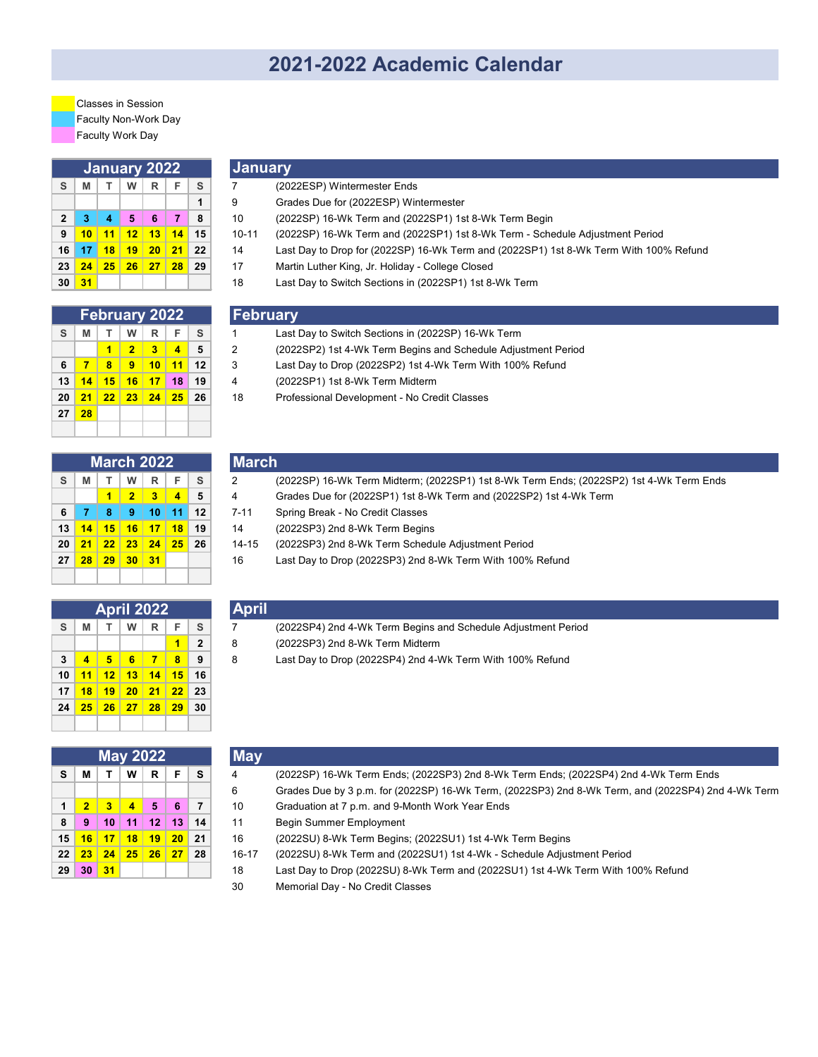# 2021-2022 Academic Calendar

- Classes in Session (yellow)
- Faculty Non-Work Day (blue)
- Faculty Work Day (pink)

## January 2022

| S | M | T | W | R | F | S |
|---|---|---|---|---|---|---|
| | | | | | | 1 |
| 2 | 3 | 4 | 5 | 6 | 7 | 8 |
| 9 | 10 | 11 | 12 | 13 | 14 | 15 |
| 16 | 17 | 18 | 19 | 20 | 21 | 22 |
| 23 | 24 | 25 | 26 | 27 | 28 | 29 |
| 30 | 31 | | | | | |

## January

| | |
|---|---|
| 7 | (2022ESP) Wintermester Ends |
| 9 | Grades Due for (2022ESP) Wintermester |
| 10 | (2022SP) 16-Wk Term and (2022SP1) 1st 8-Wk Term Begin |
| 10-11 | (2022SP) 16-Wk Term and (2022SP1) 1st 8-Wk Term - Schedule Adjustment Period |
| 14 | Last Day to Drop for (2022SP) 16-Wk Term and (2022SP1) 1st 8-Wk Term With 100% Refund |
| 17 | Martin Luther King, Jr. Holiday - College Closed |
| 18 | Last Day to Switch Sections in (2022SP1) 1st 8-Wk Term |

## February 2022

| S | M | T | W | R | F | S |
|---|---|---|---|---|---|---|
| | | 1 | 2 | 3 | 4 | 5 |
| 6 | 7 | 8 | 9 | 10 | 11 | 12 |
| 13 | 14 | 15 | 16 | 17 | 18 | 19 |
| 20 | 21 | 22 | 23 | 24 | 25 | 26 |
| 27 | 28 | | | | | |

## February

| | |
|---|---|
| 1 | Last Day to Switch Sections in (2022SP) 16-Wk Term |
| 2 | (2022SP2) 1st 4-Wk Term Begins and Schedule Adjustment Period |
| 3 | Last Day to Drop (2022SP2) 1st 4-Wk Term With 100% Refund |
| 4 | (2022SP1) 1st 8-Wk Term Midterm |
| 18 | Professional Development - No Credit Classes |

## March 2022

| S | M | T | W | R | F | S |
|---|---|---|---|---|---|---|
| | | 1 | 2 | 3 | 4 | 5 |
| 6 | 7 | 8 | 9 | 10 | 11 | 12 |
| 13 | 14 | 15 | 16 | 17 | 18 | 19 |
| 20 | 21 | 22 | 23 | 24 | 25 | 26 |
| 27 | 28 | 29 | 30 | 31 | | |

## March

| | |
|---|---|
| 2 | (2022SP) 16-Wk Term Midterm; (2022SP1) 1st 8-Wk Term Ends; (2022SP2) 1st 4-Wk Term Ends |
| 4 | Grades Due for (2022SP1) 1st 8-Wk Term and (2022SP2) 1st 4-Wk Term |
| 7-11 | Spring Break - No Credit Classes |
| 14 | (2022SP3) 2nd 8-Wk Term Begins |
| 14-15 | (2022SP3) 2nd 8-Wk Term Schedule Adjustment Period |
| 16 | Last Day to Drop (2022SP3) 2nd 8-Wk Term With 100% Refund |

## April 2022

| S | M | T | W | R | F | S |
|---|---|---|---|---|---|---|
| | | | | | 1 | 2 |
| 3 | 4 | 5 | 6 | 7 | 8 | 9 |
| 10 | 11 | 12 | 13 | 14 | 15 | 16 |
| 17 | 18 | 19 | 20 | 21 | 22 | 23 |
| 24 | 25 | 26 | 27 | 28 | 29 | 30 |

## April

| | |
|---|---|
| 7 | (2022SP4) 2nd 4-Wk Term Begins and Schedule Adjustment Period |
| 8 | (2022SP3) 2nd 8-Wk Term Midterm |
| 8 | Last Day to Drop (2022SP4) 2nd 4-Wk Term With 100% Refund |

## May 2022

| S | M | T | W | R | F | S |
|---|---|---|---|---|---|---|
| 1 | 2 | 3 | 4 | 5 | 6 | 7 |
| 8 | 9 | 10 | 11 | 12 | 13 | 14 |
| 15 | 16 | 17 | 18 | 19 | 20 | 21 |
| 22 | 23 | 24 | 25 | 26 | 27 | 28 |
| 29 | 30 | 31 | | | | |

## May

| | |
|---|---|
| 4 | (2022SP) 16-Wk Term Ends; (2022SP3) 2nd 8-Wk Term Ends; (2022SP4) 2nd 4-Wk Term Ends |
| 6 | Grades Due by 3 p.m. for (2022SP) 16-Wk Term, (2022SP3) 2nd 8-Wk Term, and (2022SP4) 2nd 4-Wk Term |
| 10 | Graduation at 7 p.m. and 9-Month Work Year Ends |
| 11 | Begin Summer Employment |
| 16 | (2022SU) 8-Wk Term Begins; (2022SU1) 1st 4-Wk Term Begins |
| 16-17 | (2022SU) 8-Wk Term and (2022SU1) 1st 4-Wk - Schedule Adjustment Period |
| 18 | Last Day to Drop (2022SU) 8-Wk Term and (2022SU1) 1st 4-Wk Term With 100% Refund |
| 30 | Memorial Day - No Credit Classes |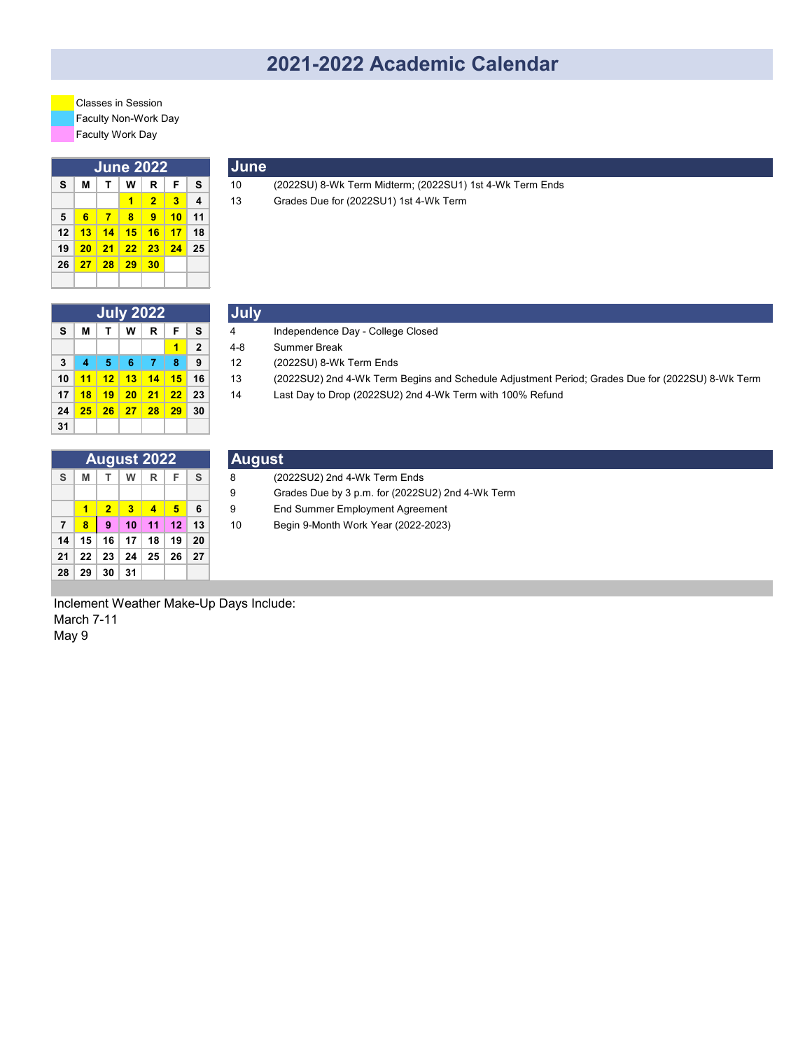# 2021-2022 Academic Calendar

- Classes in Session
- Faculty Non-Work Day
- Faculty Work Day

## June 2022

| S | M | T | W | R | F | S |
|---|---|---|---|---|---|---|
| | | | 1 | 2 | 3 | 4 |
| 5 | 6 | 7 | 8 | 9 | 10 | 11 |
| 12 | 13 | 14 | 15 | 16 | 17 | 18 |
| 19 | 20 | 21 | 22 | 23 | 24 | 25 |
| 26 | 27 | 28 | 29 | 30 | | |

### June

| | |
|---|---|
| 10 | (2022SU) 8-Wk Term Midterm; (2022SU1) 1st 4-Wk Term Ends |
| 13 | Grades Due for (2022SU1) 1st 4-Wk Term |

## July 2022

| S | M | T | W | R | F | S |
|---|---|---|---|---|---|---|
| | | | | | 1 | 2 |
| 3 | 4 | 5 | 6 | 7 | 8 | 9 |
| 10 | 11 | 12 | 13 | 14 | 15 | 16 |
| 17 | 18 | 19 | 20 | 21 | 22 | 23 |
| 24 | 25 | 26 | 27 | 28 | 29 | 30 |
| 31 | | | | | | |

### July

| | |
|---|---|
| 4 | Independence Day - College Closed |
| 4-8 | Summer Break |
| 12 | (2022SU) 8-Wk Term Ends |
| 13 | (2022SU2) 2nd 4-Wk Term Begins and Schedule Adjustment Period; Grades Due for (2022SU) 8-Wk Term |
| 14 | Last Day to Drop (2022SU2) 2nd 4-Wk Term with 100% Refund |

## August 2022

| S | M | T | W | R | F | S |
|---|---|---|---|---|---|---|
| | 1 | 2 | 3 | 4 | 5 | 6 |
| 7 | 8 | 9 | 10 | 11 | 12 | 13 |
| 14 | 15 | 16 | 17 | 18 | 19 | 20 |
| 21 | 22 | 23 | 24 | 25 | 26 | 27 |
| 28 | 29 | 30 | 31 | | | |

### August

| | |
|---|---|
| 8 | (2022SU2) 2nd 4-Wk Term Ends |
| 9 | Grades Due by 3 p.m. for (2022SU2) 2nd 4-Wk Term |
| 9 | End Summer Employment Agreement |
| 10 | Begin 9-Month Work Year (2022-2023) |

Inclement Weather Make-Up Days Include:
March 7-11
May 9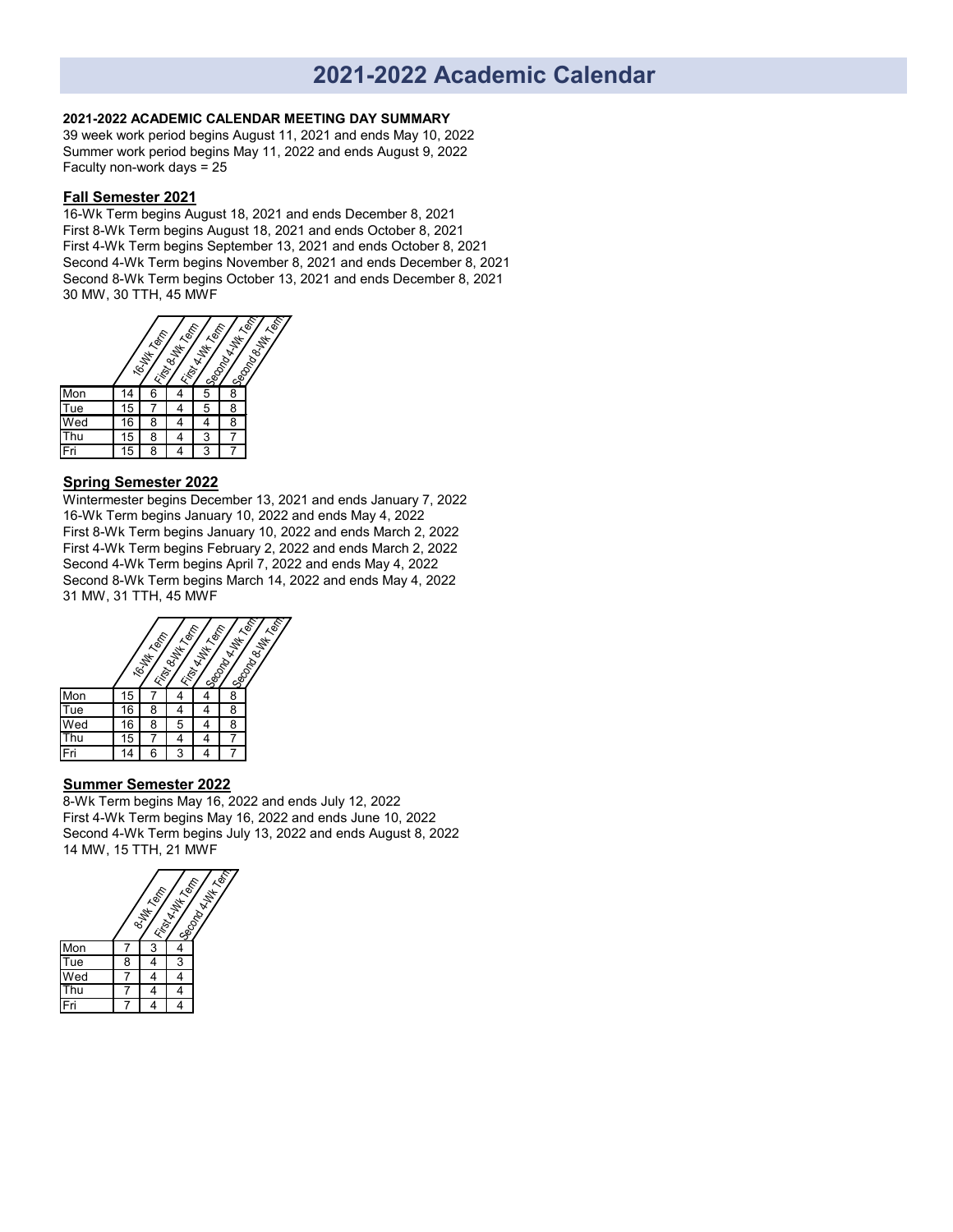# 2021-2022 Academic Calendar

**2021-2022 ACADEMIC CALENDAR MEETING DAY SUMMARY**

39 week work period begins August 11, 2021 and ends May 10, 2022
Summer work period begins May 11, 2022 and ends August 9, 2022
Faculty non-work days = 25

## Fall Semester 2021

16-Wk Term begins August 18, 2021 and ends December 8, 2021
First 8-Wk Term begins August 18, 2021 and ends October 8, 2021
First 4-Wk Term begins September 13, 2021 and ends October 8, 2021
Second 4-Wk Term begins November 8, 2021 and ends December 8, 2021
Second 8-Wk Term begins October 13, 2021 and ends December 8, 2021
30 MW, 30 TTH, 45 MWF

| | 16-Wk Term | First 8-Wk Term | First 4-Wk Term | Second 4-Wk Term | Second 8-Wk Term |
|---|---|---|---|---|---|
| Mon | 14 | 6 | 4 | 5 | 8 |
| Tue | 15 | 7 | 4 | 5 | 8 |
| Wed | 16 | 8 | 4 | 4 | 8 |
| Thu | 15 | 8 | 4 | 3 | 7 |
| Fri | 15 | 8 | 4 | 3 | 7 |

## Spring Semester 2022

Wintermester begins December 13, 2021 and ends January 7, 2022
16-Wk Term begins January 10, 2022 and ends May 4, 2022
First 8-Wk Term begins January 10, 2022 and ends March 2, 2022
First 4-Wk Term begins February 2, 2022 and ends March 2, 2022
Second 4-Wk Term begins April 7, 2022 and ends May 4, 2022
Second 8-Wk Term begins March 14, 2022 and ends May 4, 2022
31 MW, 31 TTH, 45 MWF

| | 16-Wk Term | First 8-Wk Term | First 4-Wk Term | Second 4-Wk Term | Second 8-Wk Term |
|---|---|---|---|---|---|
| Mon | 15 | 7 | 4 | 4 | 8 |
| Tue | 16 | 8 | 4 | 4 | 8 |
| Wed | 16 | 8 | 5 | 4 | 8 |
| Thu | 15 | 7 | 4 | 4 | 7 |
| Fri | 14 | 6 | 3 | 4 | 7 |

## Summer Semester 2022

8-Wk Term begins May 16, 2022 and ends July 12, 2022
First 4-Wk Term begins May 16, 2022 and ends June 10, 2022
Second 4-Wk Term begins July 13, 2022 and ends August 8, 2022
14 MW, 15 TTH, 21 MWF

| | 8-Wk Term | First 4-Wk Term | Second 4-Wk Term |
|---|---|---|---|
| Mon | 7 | 3 | 4 |
| Tue | 8 | 4 | 3 |
| Wed | 7 | 4 | 4 |
| Thu | 7 | 4 | 4 |
| Fri | 7 | 4 | 4 |